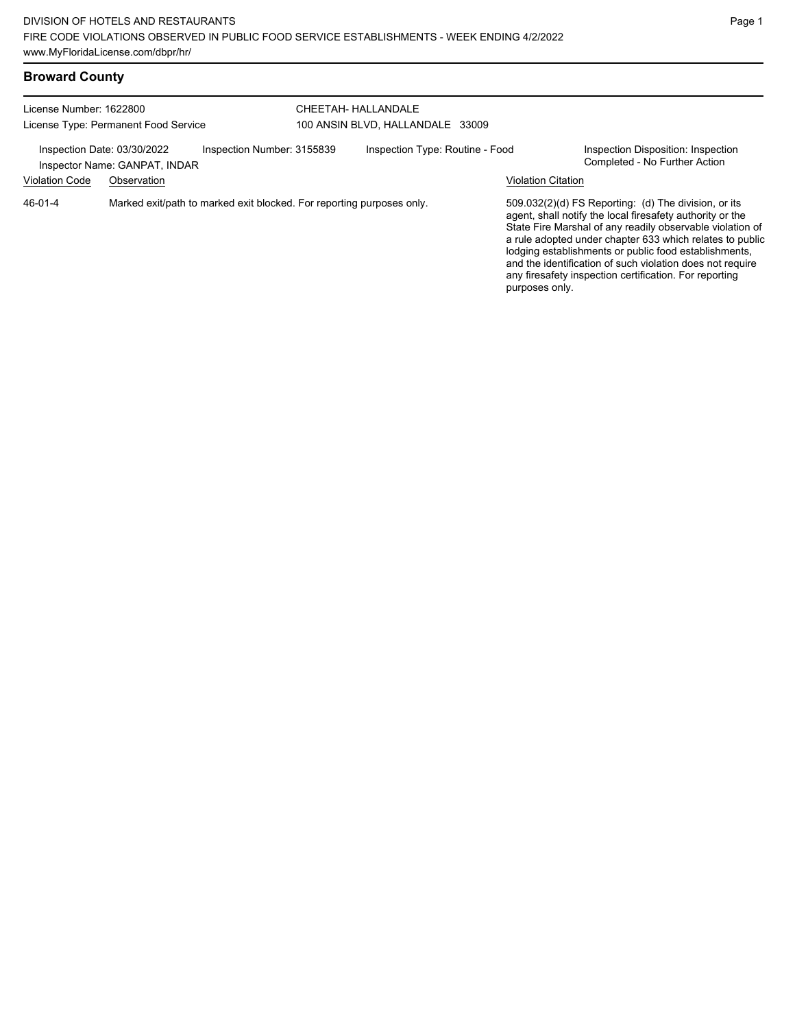## Broward County

License Number: 1622800
License Type: Permanent Food Service

CHEETAH- HALLANDALE
100 ANSIN BLVD, HALLANDALE 33009

Inspection Date: 03/30/2022
Inspector Name: GANPAT, INDAR
Inspection Number: 3155839
Inspection Type: Routine - Food
Inspection Disposition: Inspection Completed - No Further Action

| Violation Code | Observation | Violation Citation |
| --- | --- | --- |
| 46-01-4 | Marked exit/path to marked exit blocked. For reporting purposes only. | 509.032(2)(d) FS Reporting: (d) The division, or its agent, shall notify the local firesafety authority or the State Fire Marshal of any readily observable violation of a rule adopted under chapter 633 which relates to public lodging establishments or public food establishments, and the identification of such violation does not require any firesafety inspection certification. For reporting purposes only. |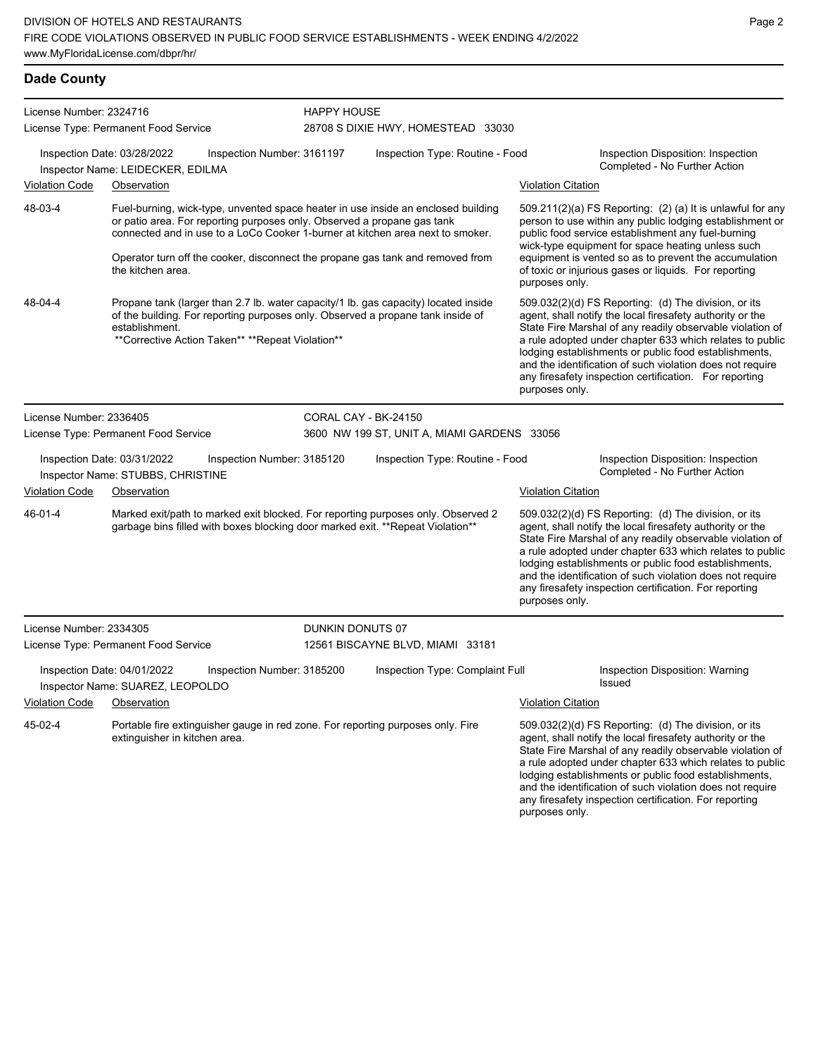## Dade County

**License Number:** 2324716
**License Type:** Permanent Food Service
**HAPPY HOUSE**
28708 S DIXIE HWY, HOMESTEAD 33030

**Inspection Date:** 03/28/2022 | **Inspection Number:** 3161197 | **Inspection Type:** Routine - Food | **Inspection Disposition:** Inspection Completed - No Further Action
**Inspector Name:** LEIDECKER, EDILMA

| Violation Code | Observation | Violation Citation |
|---|---|---|
| 48-03-4 | Fuel-burning, wick-type, unvented space heater in use inside an enclosed building or patio area. For reporting purposes only. Observed a propane gas tank connected and in use to a LoCo Cooker 1-burner at kitchen area next to smoker.<br><br>Operator turn off the cooker, disconnect the propane gas tank and removed from the kitchen area. | 509.211(2)(a) FS Reporting: (2) (a) It is unlawful for any person to use within any public lodging establishment or public food service establishment any fuel-burning wick-type equipment for space heating unless such equipment is vented so as to prevent the accumulation of toxic or injurious gases or liquids. For reporting purposes only. |
| 48-04-4 | Propane tank (larger than 2.7 lb. water capacity/1 lb. gas capacity) located inside of the building. For reporting purposes only. Observed a propane tank inside of establishment.<br>**Corrective Action Taken** **Repeat Violation** | 509.032(2)(d) FS Reporting: (d) The division, or its agent, shall notify the local firesafety authority or the State Fire Marshal of any readily observable violation of a rule adopted under chapter 633 which relates to public lodging establishments or public food establishments, and the identification of such violation does not require any firesafety inspection certification. For reporting purposes only. |

**License Number:** 2336405
**License Type:** Permanent Food Service
**CORAL CAY - BK-24150**
3600 NW 199 ST, UNIT A, MIAMI GARDENS 33056

**Inspection Date:** 03/31/2022 | **Inspection Number:** 3185120 | **Inspection Type:** Routine - Food | **Inspection Disposition:** Inspection Completed - No Further Action
**Inspector Name:** STUBBS, CHRISTINE

| Violation Code | Observation | Violation Citation |
|---|---|---|
| 46-01-4 | Marked exit/path to marked exit blocked. For reporting purposes only. Observed 2 garbage bins filled with boxes blocking door marked exit. **Repeat Violation** | 509.032(2)(d) FS Reporting: (d) The division, or its agent, shall notify the local firesafety authority or the State Fire Marshal of any readily observable violation of a rule adopted under chapter 633 which relates to public lodging establishments or public food establishments, and the identification of such violation does not require any firesafety inspection certification. For reporting purposes only. |

**License Number:** 2334305
**License Type:** Permanent Food Service
**DUNKIN DONUTS 07**
12561 BISCAYNE BLVD, MIAMI 33181

**Inspection Date:** 04/01/2022 | **Inspection Number:** 3185200 | **Inspection Type:** Complaint Full | **Inspection Disposition:** Warning Issued
**Inspector Name:** SUAREZ, LEOPOLDO

| Violation Code | Observation | Violation Citation |
|---|---|---|
| 45-02-4 | Portable fire extinguisher gauge in red zone. For reporting purposes only. Fire extinguisher in kitchen area. | 509.032(2)(d) FS Reporting: (d) The division, or its agent, shall notify the local firesafety authority or the State Fire Marshal of any readily observable violation of a rule adopted under chapter 633 which relates to public lodging establishments or public food establishments, and the identification of such violation does not require any firesafety inspection certification. For reporting purposes only. |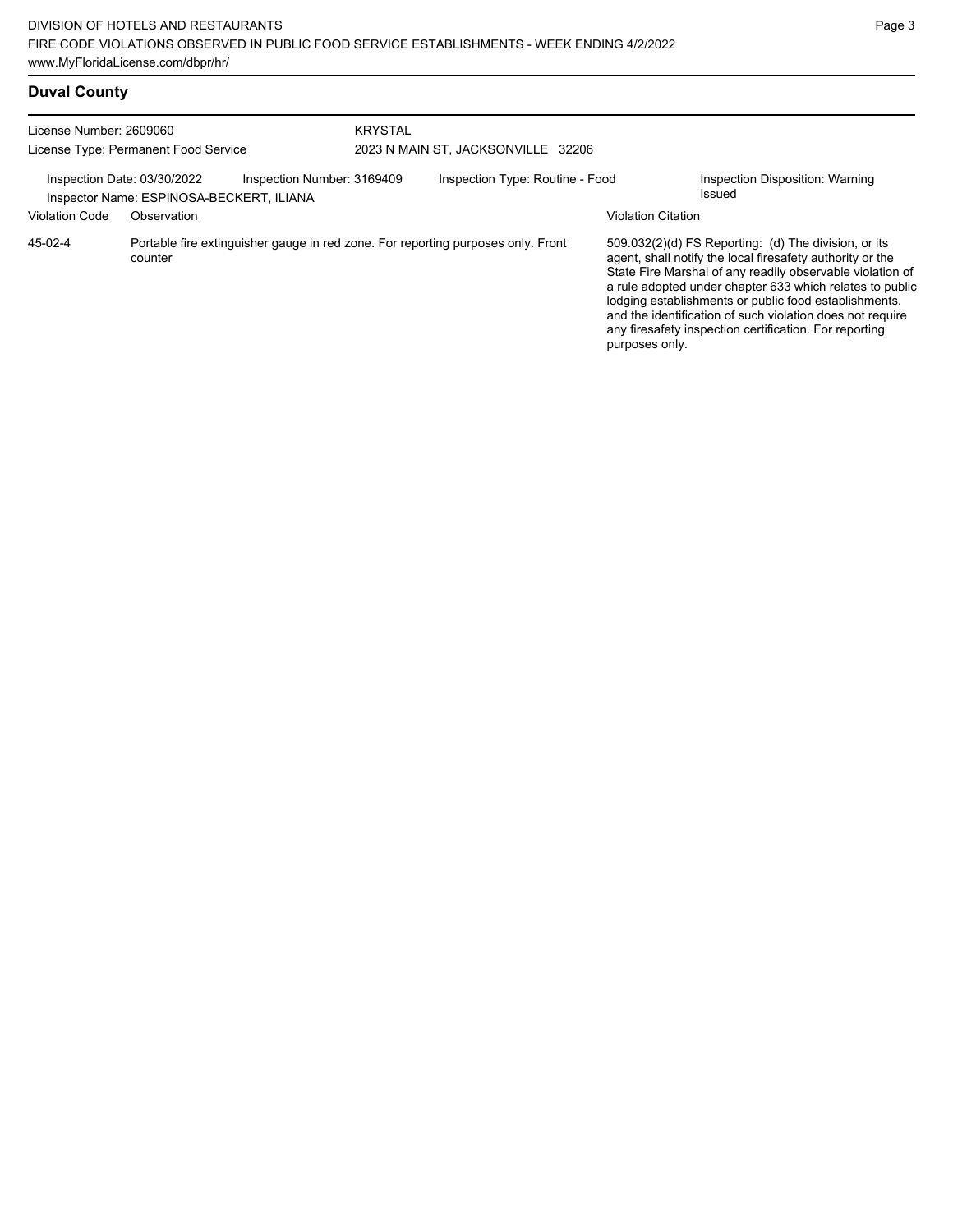## Duval County

License Number: 2609060
License Type: Permanent Food Service

KRYSTAL
2023 N MAIN ST, JACKSONVILLE 32206

Inspection Date: 03/30/2022 Inspection Number: 3169409 Inspection Type: Routine - Food Inspection Disposition: Warning Issued
Inspector Name: ESPINOSA-BECKERT, ILIANA

| Violation Code | Observation | Violation Citation |
|---|---|---|
| 45-02-4 | Portable fire extinguisher gauge in red zone. For reporting purposes only. Front counter | 509.032(2)(d) FS Reporting: (d) The division, or its agent, shall notify the local firesafety authority or the State Fire Marshal of any readily observable violation of a rule adopted under chapter 633 which relates to public lodging establishments or public food establishments, and the identification of such violation does not require any firesafety inspection certification. For reporting purposes only. |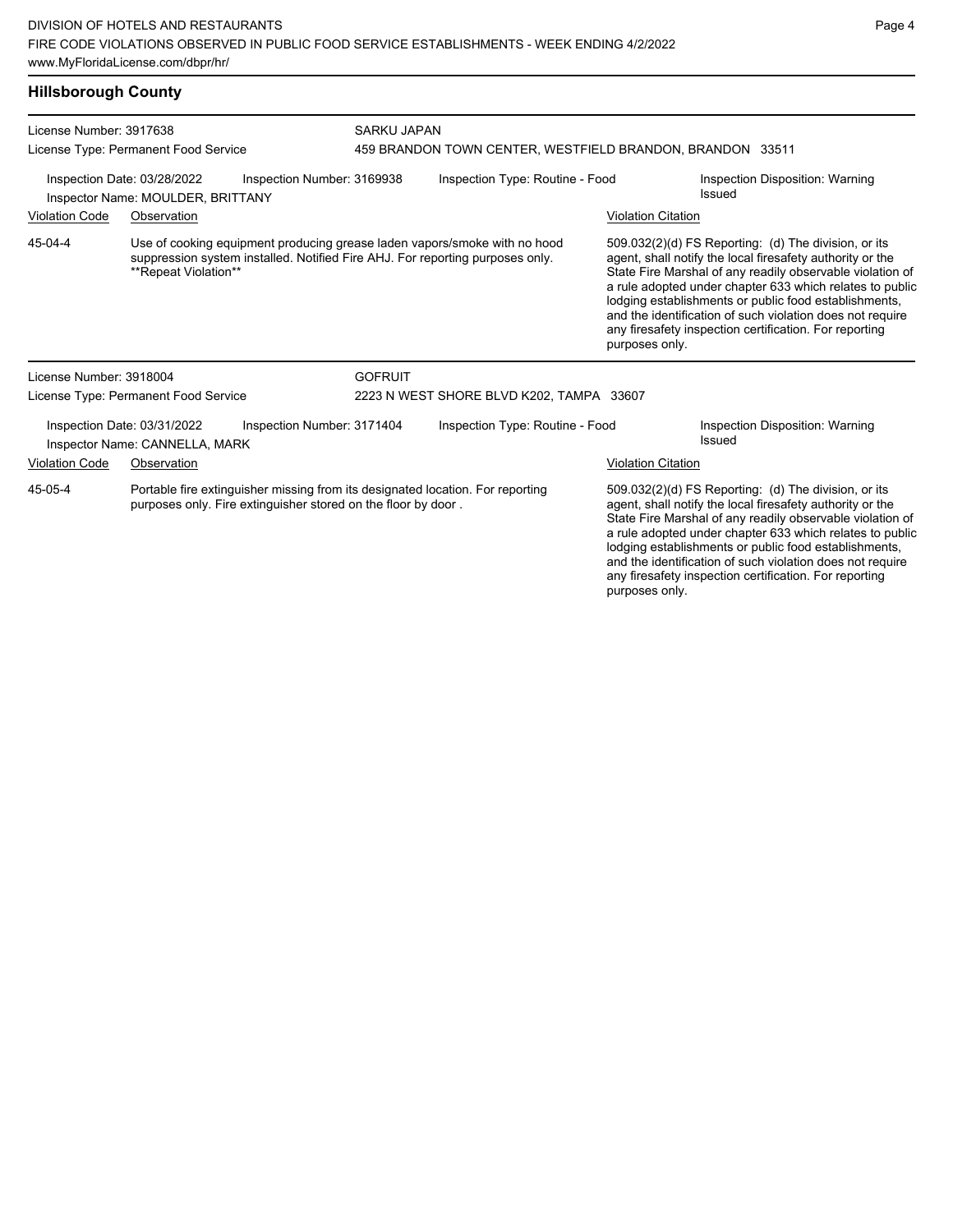## Hillsborough County

License Number: 3917638
License Type: Permanent Food Service

**SARKU JAPAN**
459 BRANDON TOWN CENTER, WESTFIELD BRANDON, BRANDON 33511

Inspection Date: 03/28/2022
Inspection Number: 3169938
Inspection Type: Routine - Food
Inspection Disposition: Warning Issued
Inspector Name: MOULDER, BRITTANY

| Violation Code | Observation | Violation Citation |
|---|---|---|
| 45-04-4 | Use of cooking equipment producing grease laden vapors/smoke with no hood suppression system installed. Notified Fire AHJ. For reporting purposes only. **Repeat Violation** | 509.032(2)(d) FS Reporting: (d) The division, or its agent, shall notify the local firesafety authority or the State Fire Marshal of any readily observable violation of a rule adopted under chapter 633 which relates to public lodging establishments or public food establishments, and the identification of such violation does not require any firesafety inspection certification. For reporting purposes only. |

License Number: 3918004
License Type: Permanent Food Service

**GOFRUIT**
2223 N WEST SHORE BLVD K202, TAMPA 33607

Inspection Date: 03/31/2022
Inspection Number: 3171404
Inspection Type: Routine - Food
Inspection Disposition: Warning Issued
Inspector Name: CANNELLA, MARK

| Violation Code | Observation | Violation Citation |
|---|---|---|
| 45-05-4 | Portable fire extinguisher missing from its designated location. For reporting purposes only. Fire extinguisher stored on the floor by door . | 509.032(2)(d) FS Reporting: (d) The division, or its agent, shall notify the local firesafety authority or the State Fire Marshal of any readily observable violation of a rule adopted under chapter 633 which relates to public lodging establishments or public food establishments, and the identification of such violation does not require any firesafety inspection certification. For reporting purposes only. |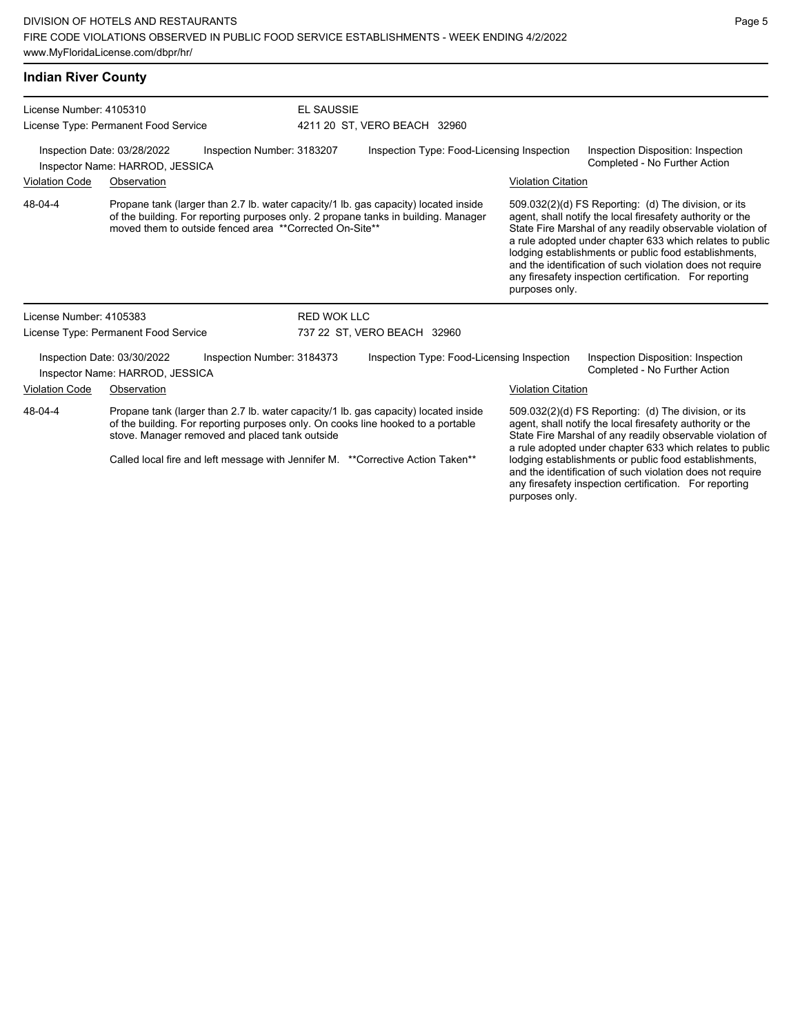## Indian River County

**License Number:** 4105310
**License Type:** Permanent Food Service

**EL SAUSSIE**
4211 20 ST, VERO BEACH 32960

**Inspection Date:** 03/28/2022
**Inspection Number:** 3183207
**Inspection Type:** Food-Licensing Inspection
**Inspection Disposition:** Inspection Completed - No Further Action
**Inspector Name:** HARROD, JESSICA

| Violation Code | Observation | Violation Citation |
|---|---|---|
| 48-04-4 | Propane tank (larger than 2.7 lb. water capacity/1 lb. gas capacity) located inside of the building. For reporting purposes only. 2 propane tanks in building. Manager moved them to outside fenced area **Corrected On-Site** | 509.032(2)(d) FS Reporting: (d) The division, or its agent, shall notify the local firesafety authority or the State Fire Marshal of any readily observable violation of a rule adopted under chapter 633 which relates to public lodging establishments or public food establishments, and the identification of such violation does not require any firesafety inspection certification. For reporting purposes only. |

---

**License Number:** 4105383
**License Type:** Permanent Food Service

**RED WOK LLC**
737 22 ST, VERO BEACH 32960

**Inspection Date:** 03/30/2022
**Inspection Number:** 3184373
**Inspection Type:** Food-Licensing Inspection
**Inspection Disposition:** Inspection Completed - No Further Action
**Inspector Name:** HARROD, JESSICA

| Violation Code | Observation | Violation Citation |
|---|---|---|
| 48-04-4 | Propane tank (larger than 2.7 lb. water capacity/1 lb. gas capacity) located inside of the building. For reporting purposes only. On cooks line hooked to a portable stove. Manager removed and placed tank outside<br><br>Called local fire and left message with Jennifer M. **Corrective Action Taken** | 509.032(2)(d) FS Reporting: (d) The division, or its agent, shall notify the local firesafety authority or the State Fire Marshal of any readily observable violation of a rule adopted under chapter 633 which relates to public lodging establishments or public food establishments, and the identification of such violation does not require any firesafety inspection certification. For reporting purposes only. |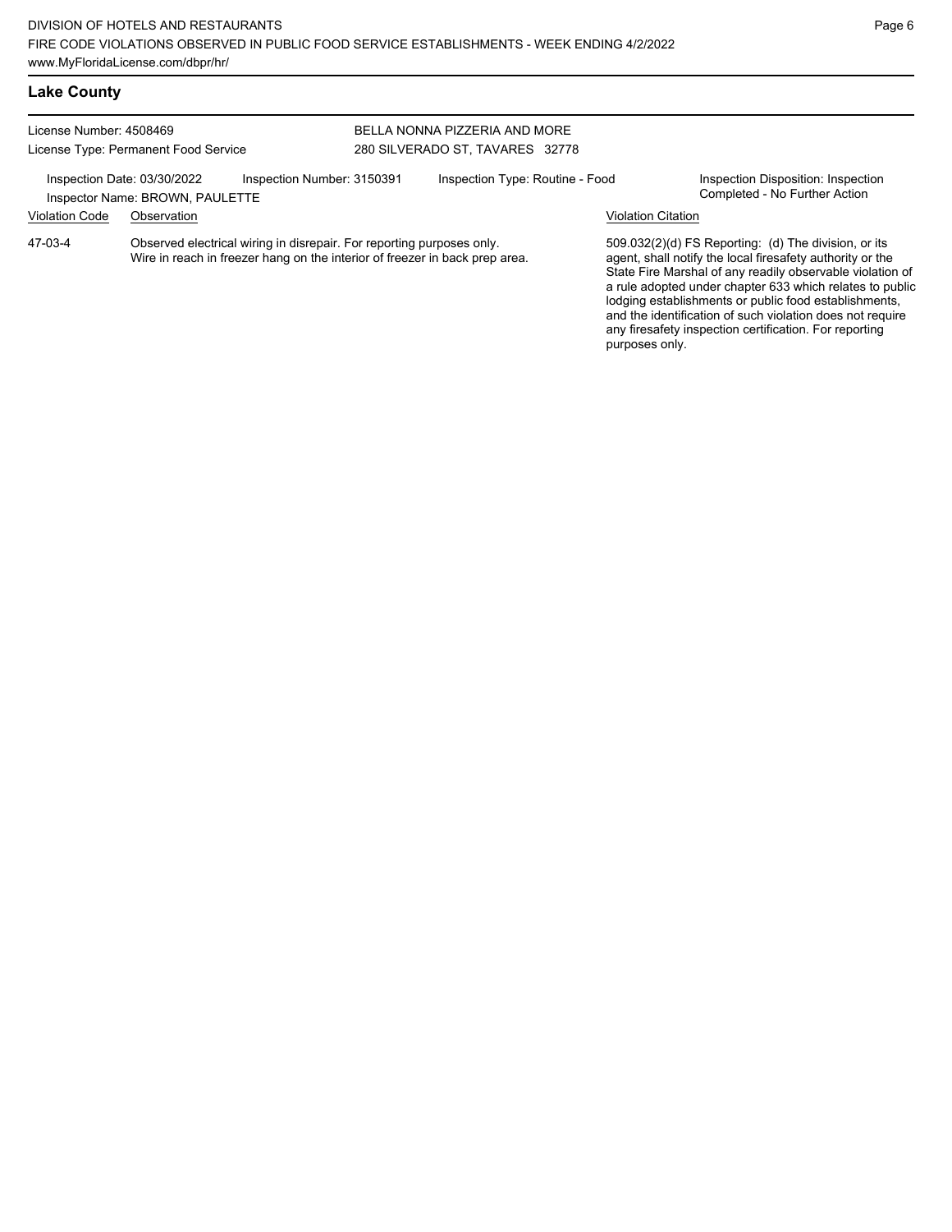## Lake County

License Number: 4508469
License Type: Permanent Food Service

BELLA NONNA PIZZERIA AND MORE
280 SILVERADO ST, TAVARES 32778

Inspection Date: 03/30/2022
Inspector Name: BROWN, PAULETTE
Inspection Number: 3150391
Inspection Type: Routine - Food
Inspection Disposition: Inspection Completed - No Further Action

| Violation Code | Observation | Violation Citation |
|---|---|---|
| 47-03-4 | Observed electrical wiring in disrepair. For reporting purposes only. Wire in reach in freezer hang on the interior of freezer in back prep area. | 509.032(2)(d) FS Reporting: (d) The division, or its agent, shall notify the local firesafety authority or the State Fire Marshal of any readily observable violation of a rule adopted under chapter 633 which relates to public lodging establishments or public food establishments, and the identification of such violation does not require any firesafety inspection certification. For reporting purposes only. |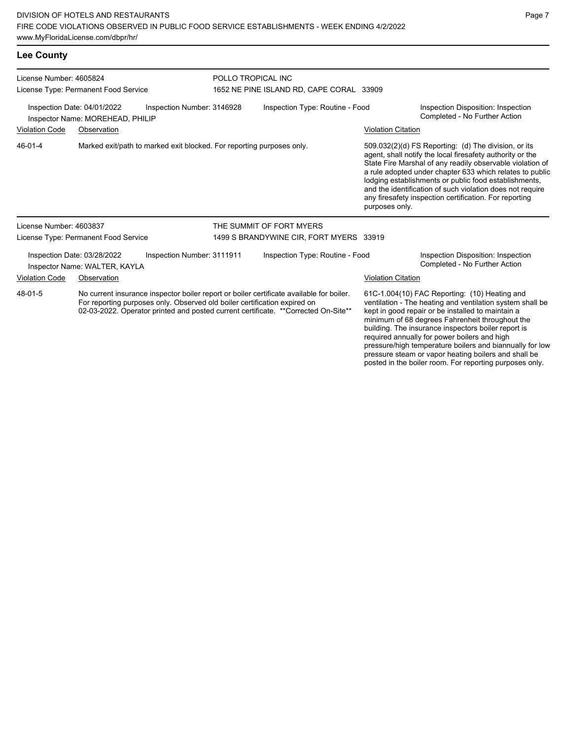## Lee County

License Number: 4605824
License Type: Permanent Food Service

POLLO TROPICAL INC
1652 NE PINE ISLAND RD, CAPE CORAL 33909

Inspection Date: 04/01/2022
Inspection Number: 3146928
Inspection Type: Routine - Food
Inspection Disposition: Inspection Completed - No Further Action
Inspector Name: MOREHEAD, PHILIP

| Violation Code | Observation | Violation Citation |
|---|---|---|
| 46-01-4 | Marked exit/path to marked exit blocked. For reporting purposes only. | 509.032(2)(d) FS Reporting: (d) The division, or its agent, shall notify the local firesafety authority or the State Fire Marshal of any readily observable violation of a rule adopted under chapter 633 which relates to public lodging establishments or public food establishments, and the identification of such violation does not require any firesafety inspection certification. For reporting purposes only. |

License Number: 4603837
License Type: Permanent Food Service

THE SUMMIT OF FORT MYERS
1499 S BRANDYWINE CIR, FORT MYERS 33919

Inspection Date: 03/28/2022
Inspection Number: 3111911
Inspection Type: Routine - Food
Inspection Disposition: Inspection Completed - No Further Action
Inspector Name: WALTER, KAYLA

| Violation Code | Observation | Violation Citation |
|---|---|---|
| 48-01-5 | No current insurance inspector boiler report or boiler certificate available for boiler. For reporting purposes only. Observed old boiler certification expired on 02-03-2022. Operator printed and posted current certificate. **Corrected On-Site** | 61C-1.004(10) FAC Reporting: (10) Heating and ventilation - The heating and ventilation system shall be kept in good repair or be installed to maintain a minimum of 68 degrees Fahrenheit throughout the building. The insurance inspectors boiler report is required annually for power boilers and high pressure/high temperature boilers and biannually for low pressure steam or vapor heating boilers and shall be posted in the boiler room. For reporting purposes only. |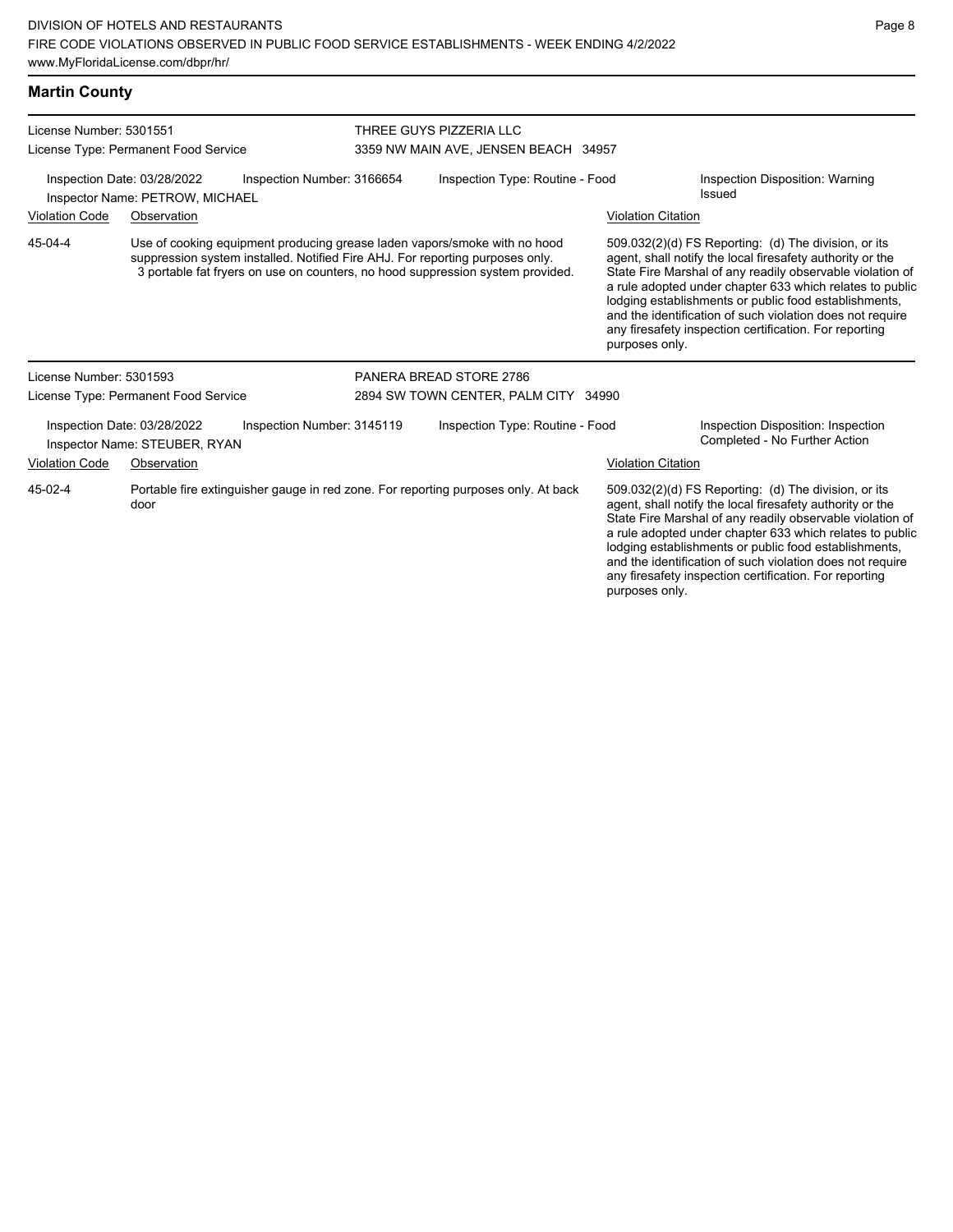## Martin County

**License Number:** 5301551
**License Type:** Permanent Food Service

THREE GUYS PIZZERIA LLC
3359 NW MAIN AVE, JENSEN BEACH 34957

Inspection Date: 03/28/2022
Inspector Name: PETROW, MICHAEL
Inspection Number: 3166654
Inspection Type: Routine - Food
Inspection Disposition: Warning Issued

| Violation Code | Observation | Violation Citation |
| --- | --- | --- |
| 45-04-4 | Use of cooking equipment producing grease laden vapors/smoke with no hood suppression system installed. Notified Fire AHJ. For reporting purposes only. 3 portable fat fryers on use on counters, no hood suppression system provided. | 509.032(2)(d) FS Reporting: (d) The division, or its agent, shall notify the local firesafety authority or the State Fire Marshal of any readily observable violation of a rule adopted under chapter 633 which relates to public lodging establishments or public food establishments, and the identification of such violation does not require any firesafety inspection certification. For reporting purposes only. |

**License Number:** 5301593
**License Type:** Permanent Food Service

PANERA BREAD STORE 2786
2894 SW TOWN CENTER, PALM CITY 34990

Inspection Date: 03/28/2022
Inspector Name: STEUBER, RYAN
Inspection Number: 3145119
Inspection Type: Routine - Food
Inspection Disposition: Inspection Completed - No Further Action

| Violation Code | Observation | Violation Citation |
| --- | --- | --- |
| 45-02-4 | Portable fire extinguisher gauge in red zone. For reporting purposes only. At back door | 509.032(2)(d) FS Reporting: (d) The division, or its agent, shall notify the local firesafety authority or the State Fire Marshal of any readily observable violation of a rule adopted under chapter 633 which relates to public lodging establishments or public food establishments, and the identification of such violation does not require any firesafety inspection certification. For reporting purposes only. |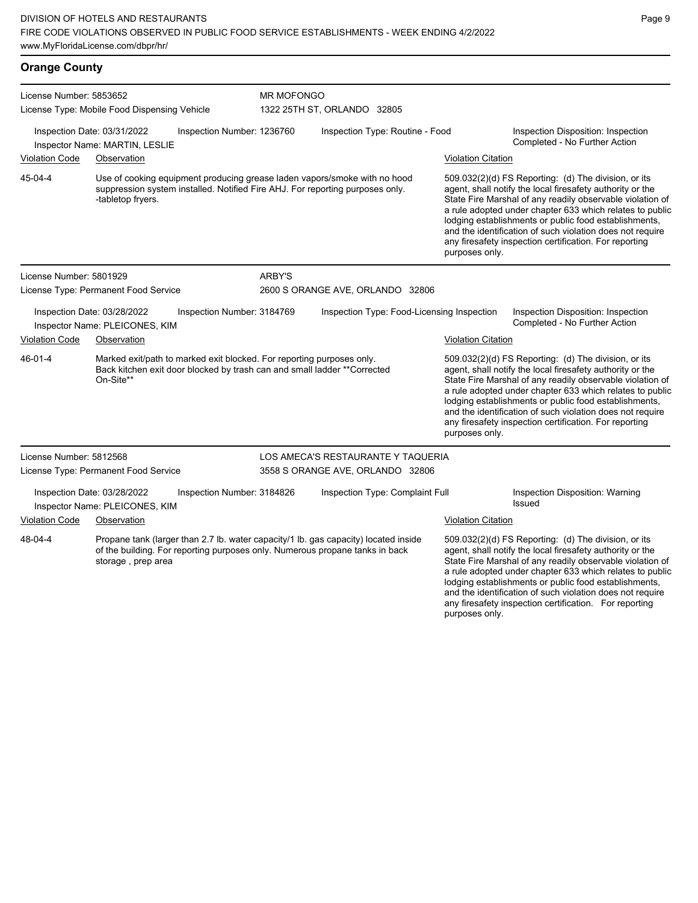## Orange County

**License Number:** 5853652
**License Type:** Mobile Food Dispensing Vehicle

**MR MOFONGO**
1322 25TH ST, ORLANDO 32805

Inspection Date: 03/31/2022 | Inspection Number: 1236760 | Inspection Type: Routine - Food | Inspection Disposition: Inspection Completed - No Further Action
Inspector Name: MARTIN, LESLIE

| Violation Code | Observation | Violation Citation |
|---|---|---|
| 45-04-4 | Use of cooking equipment producing grease laden vapors/smoke with no hood suppression system installed. Notified Fire AHJ. For reporting purposes only. -tabletop fryers. | 509.032(2)(d) FS Reporting: (d) The division, or its agent, shall notify the local firesafety authority or the State Fire Marshal of any readily observable violation of a rule adopted under chapter 633 which relates to public lodging establishments or public food establishments, and the identification of such violation does not require any firesafety inspection certification. For reporting purposes only. |

---

**License Number:** 5801929
**License Type:** Permanent Food Service

**ARBY'S**
2600 S ORANGE AVE, ORLANDO 32806

Inspection Date: 03/28/2022 | Inspection Number: 3184769 | Inspection Type: Food-Licensing Inspection | Inspection Disposition: Inspection Completed - No Further Action
Inspector Name: PLEICONES, KIM

| Violation Code | Observation | Violation Citation |
|---|---|---|
| 46-01-4 | Marked exit/path to marked exit blocked. For reporting purposes only. Back kitchen exit door blocked by trash can and small ladder **Corrected On-Site** | 509.032(2)(d) FS Reporting: (d) The division, or its agent, shall notify the local firesafety authority or the State Fire Marshal of any readily observable violation of a rule adopted under chapter 633 which relates to public lodging establishments or public food establishments, and the identification of such violation does not require any firesafety inspection certification. For reporting purposes only. |

---

**License Number:** 5812568
**License Type:** Permanent Food Service

**LOS AMECA'S RESTAURANTE Y TAQUERIA**
3558 S ORANGE AVE, ORLANDO 32806

Inspection Date: 03/28/2022 | Inspection Number: 3184826 | Inspection Type: Complaint Full | Inspection Disposition: Warning Issued
Inspector Name: PLEICONES, KIM

| Violation Code | Observation | Violation Citation |
|---|---|---|
| 48-04-4 | Propane tank (larger than 2.7 lb. water capacity/1 lb. gas capacity) located inside of the building. For reporting purposes only. Numerous propane tanks in back storage , prep area | 509.032(2)(d) FS Reporting: (d) The division, or its agent, shall notify the local firesafety authority or the State Fire Marshal of any readily observable violation of a rule adopted under chapter 633 which relates to public lodging establishments or public food establishments, and the identification of such violation does not require any firesafety inspection certification. For reporting purposes only. |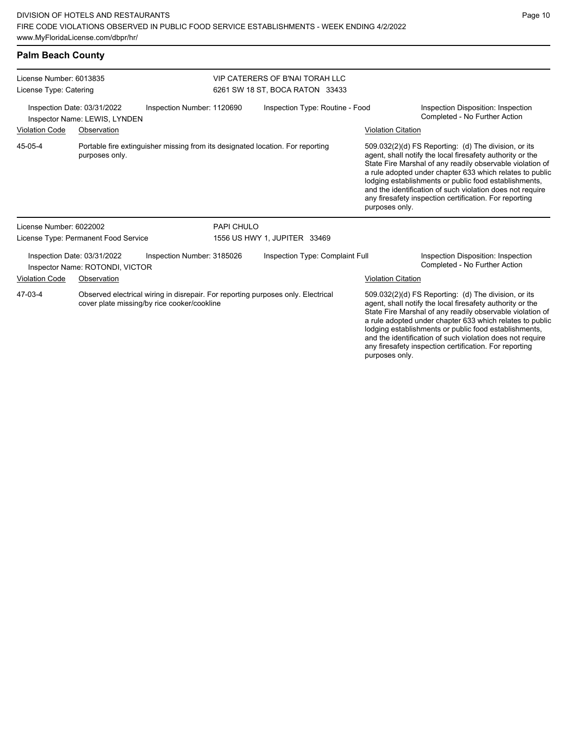## Palm Beach County

**License Number:** 6013835
**License Type:** Catering

**VIP CATERERS OF B'NAI TORAH LLC**
6261 SW 18 ST, BOCA RATON 33433

Inspection Date: 03/31/2022
Inspector Name: LEWIS, LYNDEN
Inspection Number: 1120690
Inspection Type: Routine - Food
Inspection Disposition: Inspection Completed - No Further Action

| Violation Code | Observation | Violation Citation |
| --- | --- | --- |
| 45-05-4 | Portable fire extinguisher missing from its designated location. For reporting purposes only. | 509.032(2)(d) FS Reporting: (d) The division, or its agent, shall notify the local firesafety authority or the State Fire Marshal of any readily observable violation of a rule adopted under chapter 633 which relates to public lodging establishments or public food establishments, and the identification of such violation does not require any firesafety inspection certification. For reporting purposes only. |

**License Number:** 6022002
**License Type:** Permanent Food Service

**PAPI CHULO**
1556 US HWY 1, JUPITER 33469

Inspection Date: 03/31/2022
Inspector Name: ROTONDI, VICTOR
Inspection Number: 3185026
Inspection Type: Complaint Full
Inspection Disposition: Inspection Completed - No Further Action

| Violation Code | Observation | Violation Citation |
| --- | --- | --- |
| 47-03-4 | Observed electrical wiring in disrepair. For reporting purposes only. Electrical cover plate missing/by rice cooker/cookline | 509.032(2)(d) FS Reporting: (d) The division, or its agent, shall notify the local firesafety authority or the State Fire Marshal of any readily observable violation of a rule adopted under chapter 633 which relates to public lodging establishments or public food establishments, and the identification of such violation does not require any firesafety inspection certification. For reporting purposes only. |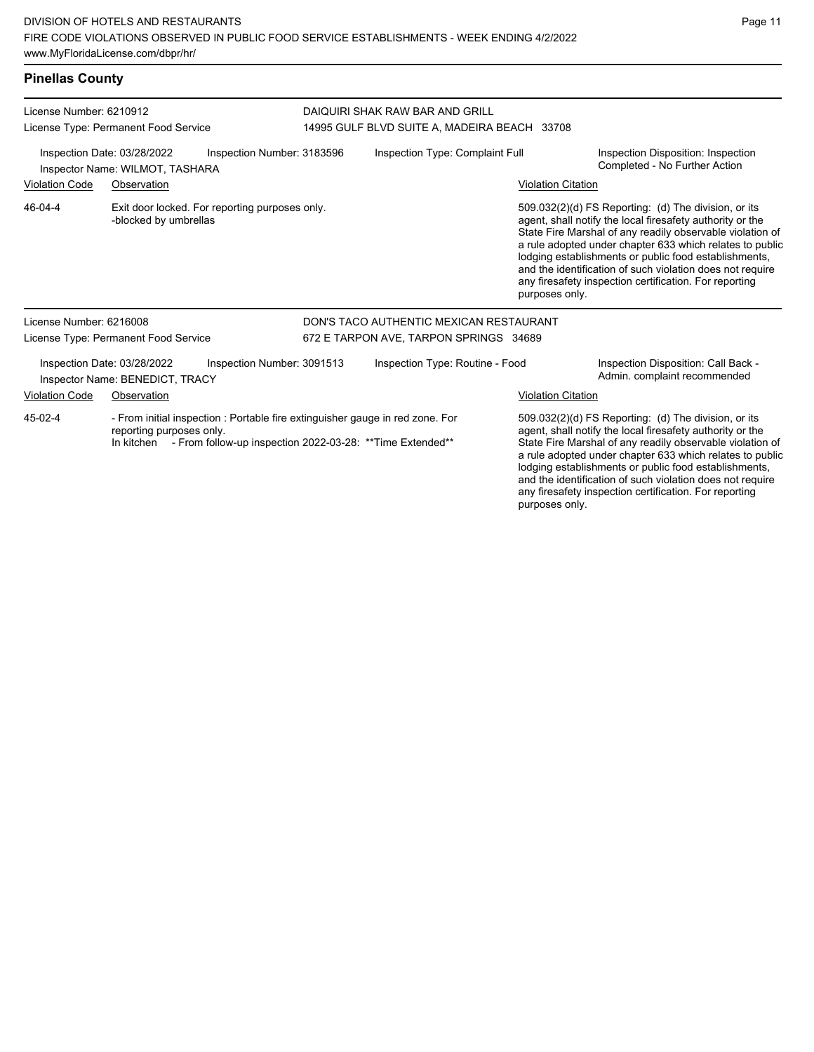## Pinellas County

License Number: 6210912
License Type: Permanent Food Service

DAIQUIRI SHAK RAW BAR AND GRILL
14995 GULF BLVD SUITE A, MADEIRA BEACH 33708

Inspection Date: 03/28/2022
Inspection Number: 3183596
Inspection Type: Complaint Full
Inspection Disposition: Inspection Completed - No Further Action
Inspector Name: WILMOT, TASHARA

| Violation Code | Observation | Violation Citation |
| --- | --- | --- |
| 46-04-4 | Exit door locked. For reporting purposes only. -blocked by umbrellas | 509.032(2)(d) FS Reporting: (d) The division, or its agent, shall notify the local firesafety authority or the State Fire Marshal of any readily observable violation of a rule adopted under chapter 633 which relates to public lodging establishments or public food establishments, and the identification of such violation does not require any firesafety inspection certification. For reporting purposes only. |

License Number: 6216008
License Type: Permanent Food Service

DON'S TACO AUTHENTIC MEXICAN RESTAURANT
672 E TARPON AVE, TARPON SPRINGS 34689

Inspection Date: 03/28/2022
Inspection Number: 3091513
Inspection Type: Routine - Food
Inspection Disposition: Call Back - Admin. complaint recommended
Inspector Name: BENEDICT, TRACY

| Violation Code | Observation | Violation Citation |
| --- | --- | --- |
| 45-02-4 | - From initial inspection : Portable fire extinguisher gauge in red zone. For reporting purposes only. In kitchen - From follow-up inspection 2022-03-28: **Time Extended** | 509.032(2)(d) FS Reporting: (d) The division, or its agent, shall notify the local firesafety authority or the State Fire Marshal of any readily observable violation of a rule adopted under chapter 633 which relates to public lodging establishments or public food establishments, and the identification of such violation does not require any firesafety inspection certification. For reporting purposes only. |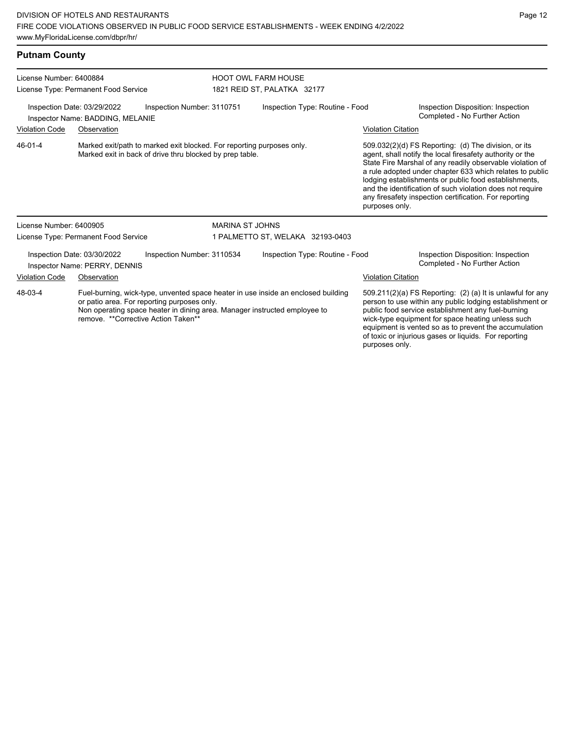## Putnam County

License Number: 6400884
License Type: Permanent Food Service

**HOOT OWL FARM HOUSE**
1821 REID ST, PALATKA 32177

Inspection Date: 03/29/2022
Inspection Number: 3110751
Inspection Type: Routine - Food
Inspection Disposition: Inspection Completed - No Further Action
Inspector Name: BADDING, MELANIE

| Violation Code | Observation | Violation Citation |
|---|---|---|
| 46-01-4 | Marked exit/path to marked exit blocked. For reporting purposes only. Marked exit in back of drive thru blocked by prep table. | 509.032(2)(d) FS Reporting: (d) The division, or its agent, shall notify the local firesafety authority or the State Fire Marshal of any readily observable violation of a rule adopted under chapter 633 which relates to public lodging establishments or public food establishments, and the identification of such violation does not require any firesafety inspection certification. For reporting purposes only. |

License Number: 6400905
License Type: Permanent Food Service

**MARINA ST JOHNS**
1 PALMETTO ST, WELAKA 32193-0403

Inspection Date: 03/30/2022
Inspection Number: 3110534
Inspection Type: Routine - Food
Inspection Disposition: Inspection Completed - No Further Action
Inspector Name: PERRY, DENNIS

| Violation Code | Observation | Violation Citation |
|---|---|---|
| 48-03-4 | Fuel-burning, wick-type, unvented space heater in use inside an enclosed building or patio area. For reporting purposes only. Non operating space heater in dining area. Manager instructed employee to remove. **Corrective Action Taken** | 509.211(2)(a) FS Reporting: (2) (a) It is unlawful for any person to use within any public lodging establishment or public food service establishment any fuel-burning wick-type equipment for space heating unless such equipment is vented so as to prevent the accumulation of toxic or injurious gases or liquids. For reporting purposes only. |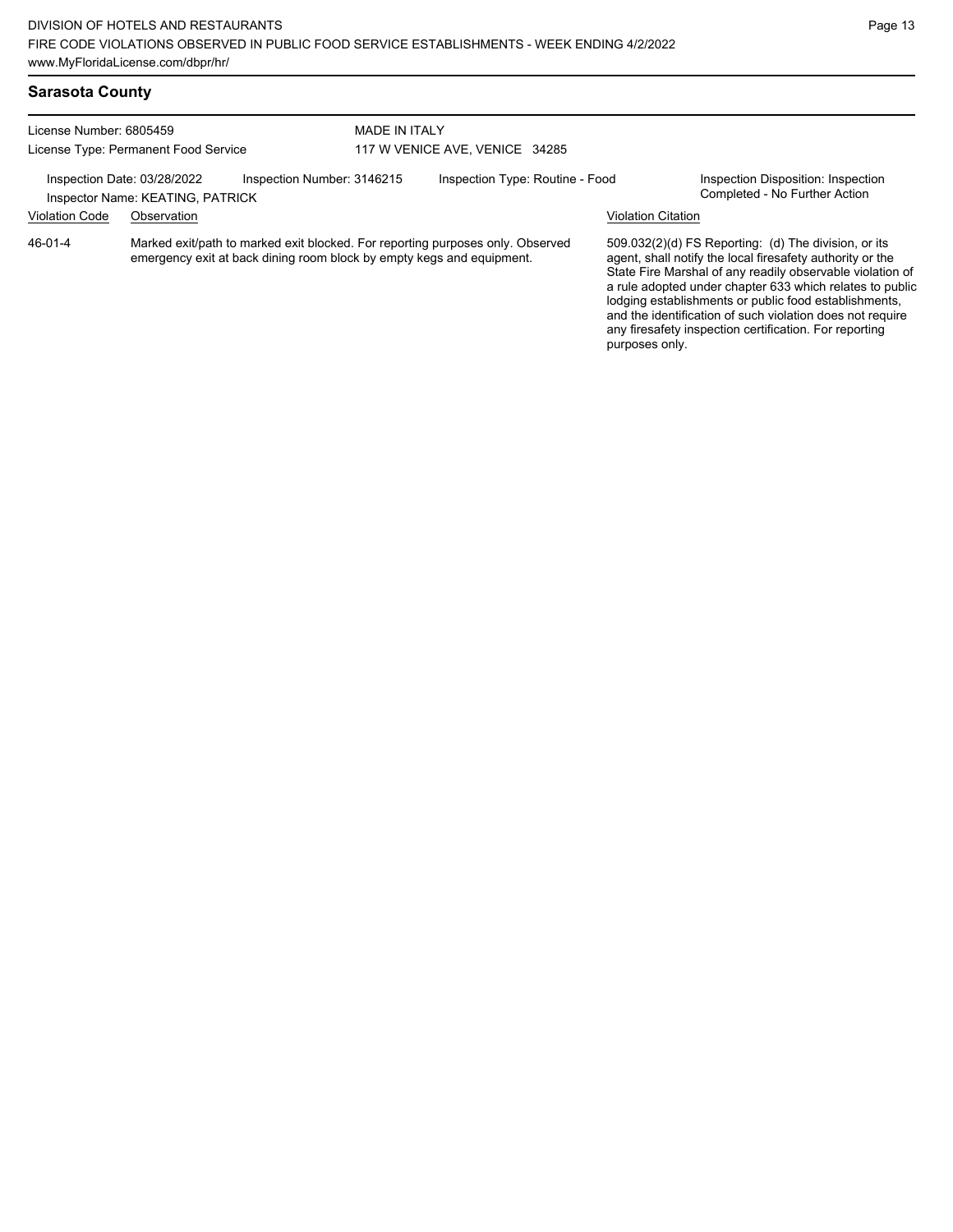## Sarasota County

License Number: 6805459
License Type: Permanent Food Service

MADE IN ITALY
117 W VENICE AVE, VENICE 34285

Inspection Date: 03/28/2022
Inspector Name: KEATING, PATRICK
Inspection Number: 3146215
Inspection Type: Routine - Food
Inspection Disposition: Inspection Completed - No Further Action

| Violation Code | Observation | Violation Citation |
|---|---|---|
| 46-01-4 | Marked exit/path to marked exit blocked. For reporting purposes only. Observed emergency exit at back dining room block by empty kegs and equipment. | 509.032(2)(d) FS Reporting: (d) The division, or its agent, shall notify the local firesafety authority or the State Fire Marshal of any readily observable violation of a rule adopted under chapter 633 which relates to public lodging establishments or public food establishments, and the identification of such violation does not require any firesafety inspection certification. For reporting purposes only. |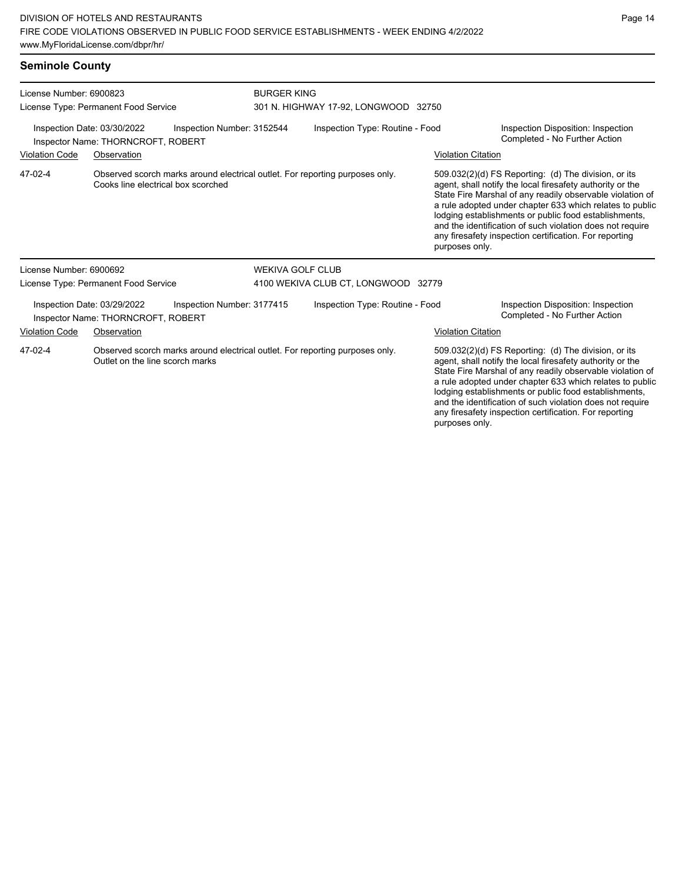## Seminole County

License Number: 6900823
License Type: Permanent Food Service

**BURGER KING**
301 N. HIGHWAY 17-92, LONGWOOD 32750

Inspection Date: 03/30/2022
Inspector Name: THORNCROFT, ROBERT
Inspection Number: 3152544
Inspection Type: Routine - Food
Inspection Disposition: Inspection Completed - No Further Action

| Violation Code | Observation | Violation Citation |
| --- | --- | --- |
| 47-02-4 | Observed scorch marks around electrical outlet. For reporting purposes only. Cooks line electrical box scorched | 509.032(2)(d) FS Reporting: (d) The division, or its agent, shall notify the local firesafety authority or the State Fire Marshal of any readily observable violation of a rule adopted under chapter 633 which relates to public lodging establishments or public food establishments, and the identification of such violation does not require any firesafety inspection certification. For reporting purposes only. |

License Number: 6900692
License Type: Permanent Food Service

**WEKIVA GOLF CLUB**
4100 WEKIVA CLUB CT, LONGWOOD 32779

Inspection Date: 03/29/2022
Inspector Name: THORNCROFT, ROBERT
Inspection Number: 3177415
Inspection Type: Routine - Food
Inspection Disposition: Inspection Completed - No Further Action

| Violation Code | Observation | Violation Citation |
| --- | --- | --- |
| 47-02-4 | Observed scorch marks around electrical outlet. For reporting purposes only. Outlet on the line scorch marks | 509.032(2)(d) FS Reporting: (d) The division, or its agent, shall notify the local firesafety authority or the State Fire Marshal of any readily observable violation of a rule adopted under chapter 633 which relates to public lodging establishments or public food establishments, and the identification of such violation does not require any firesafety inspection certification. For reporting purposes only. |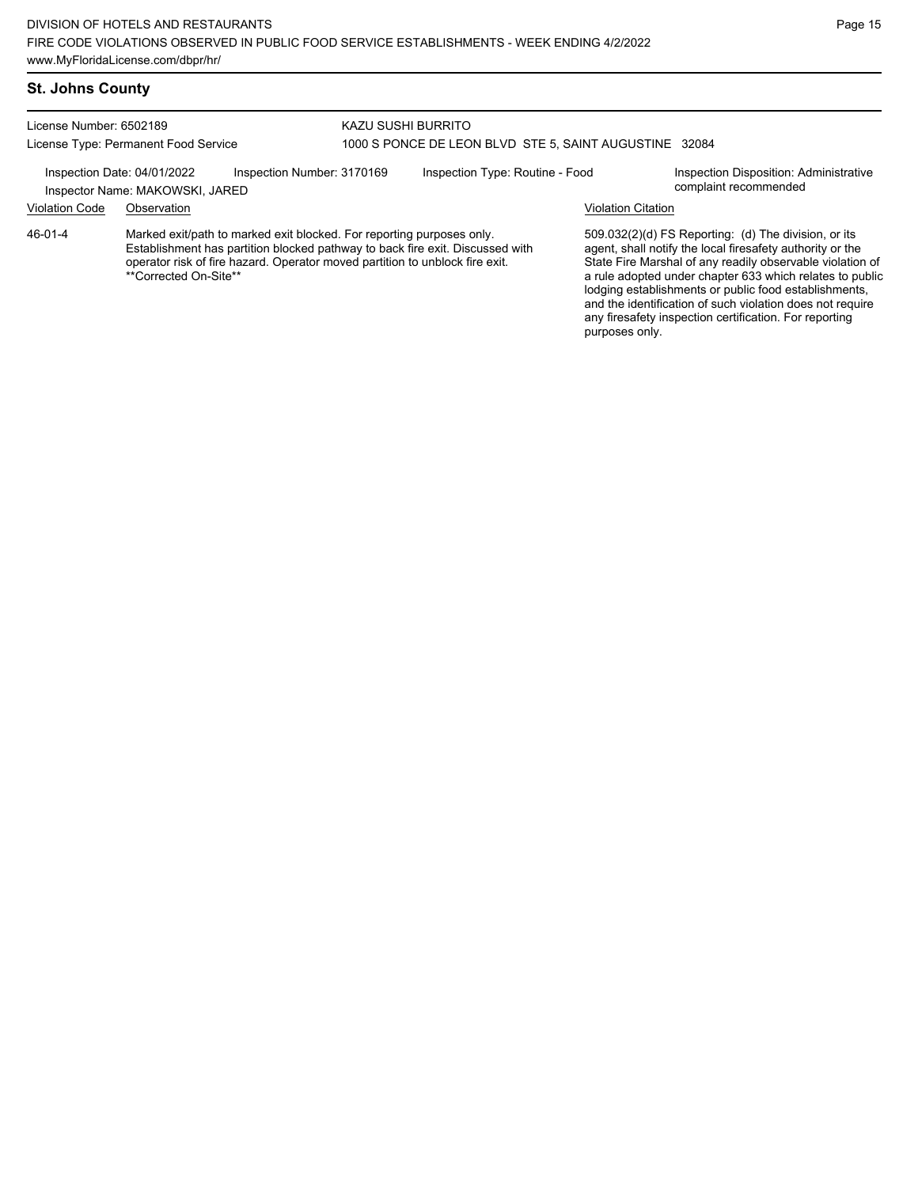## St. Johns County

License Number: 6502189
License Type: Permanent Food Service

KAZU SUSHI BURRITO
1000 S PONCE DE LEON BLVD STE 5, SAINT AUGUSTINE 32084

Inspection Date: 04/01/2022
Inspector Name: MAKOWSKI, JARED
Inspection Number: 3170169
Inspection Type: Routine - Food
Inspection Disposition: Administrative complaint recommended

| Violation Code | Observation | Violation Citation |
|---|---|---|
| 46-01-4 | Marked exit/path to marked exit blocked. For reporting purposes only. Establishment has partition blocked pathway to back fire exit. Discussed with operator risk of fire hazard. Operator moved partition to unblock fire exit. **Corrected On-Site** | 509.032(2)(d) FS Reporting: (d) The division, or its agent, shall notify the local firesafety authority or the State Fire Marshal of any readily observable violation of a rule adopted under chapter 633 which relates to public lodging establishments or public food establishments, and the identification of such violation does not require any firesafety inspection certification. For reporting purposes only. |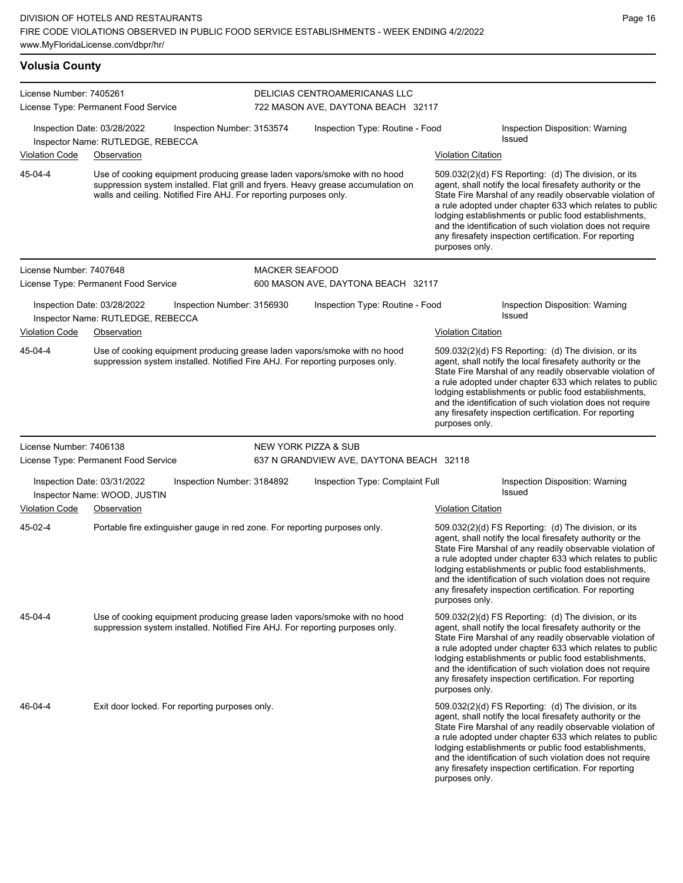## Volusia County

**License Number:** 7405261
**License Type:** Permanent Food Service

**DELICIAS CENTROAMERICANAS LLC**
722 MASON AVE, DAYTONA BEACH 32117

Inspection Date: 03/28/2022 | Inspection Number: 3153574 | Inspection Type: Routine - Food | Inspection Disposition: Warning Issued
Inspector Name: RUTLEDGE, REBECCA

| Violation Code | Observation | Violation Citation |
|---|---|---|
| 45-04-4 | Use of cooking equipment producing grease laden vapors/smoke with no hood suppression system installed. Flat grill and fryers. Heavy grease accumulation on walls and ceiling. Notified Fire AHJ. For reporting purposes only. | 509.032(2)(d) FS Reporting: (d) The division, or its agent, shall notify the local firesafety authority or the State Fire Marshal of any readily observable violation of a rule adopted under chapter 633 which relates to public lodging establishments or public food establishments, and the identification of such violation does not require any firesafety inspection certification. For reporting purposes only. |

---

**License Number:** 7407648
**License Type:** Permanent Food Service

**MACKER SEAFOOD**
600 MASON AVE, DAYTONA BEACH 32117

Inspection Date: 03/28/2022 | Inspection Number: 3156930 | Inspection Type: Routine - Food | Inspection Disposition: Warning Issued
Inspector Name: RUTLEDGE, REBECCA

| Violation Code | Observation | Violation Citation |
|---|---|---|
| 45-04-4 | Use of cooking equipment producing grease laden vapors/smoke with no hood suppression system installed. Notified Fire AHJ. For reporting purposes only. | 509.032(2)(d) FS Reporting: (d) The division, or its agent, shall notify the local firesafety authority or the State Fire Marshal of any readily observable violation of a rule adopted under chapter 633 which relates to public lodging establishments or public food establishments, and the identification of such violation does not require any firesafety inspection certification. For reporting purposes only. |

---

**License Number:** 7406138
**License Type:** Permanent Food Service

**NEW YORK PIZZA & SUB**
637 N GRANDVIEW AVE, DAYTONA BEACH 32118

Inspection Date: 03/31/2022 | Inspection Number: 3184892 | Inspection Type: Complaint Full | Inspection Disposition: Warning Issued
Inspector Name: WOOD, JUSTIN

| Violation Code | Observation | Violation Citation |
|---|---|---|
| 45-02-4 | Portable fire extinguisher gauge in red zone. For reporting purposes only. | 509.032(2)(d) FS Reporting: (d) The division, or its agent, shall notify the local firesafety authority or the State Fire Marshal of any readily observable violation of a rule adopted under chapter 633 which relates to public lodging establishments or public food establishments, and the identification of such violation does not require any firesafety inspection certification. For reporting purposes only. |
| 45-04-4 | Use of cooking equipment producing grease laden vapors/smoke with no hood suppression system installed. Notified Fire AHJ. For reporting purposes only. | 509.032(2)(d) FS Reporting: (d) The division, or its agent, shall notify the local firesafety authority or the State Fire Marshal of any readily observable violation of a rule adopted under chapter 633 which relates to public lodging establishments or public food establishments, and the identification of such violation does not require any firesafety inspection certification. For reporting purposes only. |
| 46-04-4 | Exit door locked. For reporting purposes only. | 509.032(2)(d) FS Reporting: (d) The division, or its agent, shall notify the local firesafety authority or the State Fire Marshal of any readily observable violation of a rule adopted under chapter 633 which relates to public lodging establishments or public food establishments, and the identification of such violation does not require any firesafety inspection certification. For reporting purposes only. |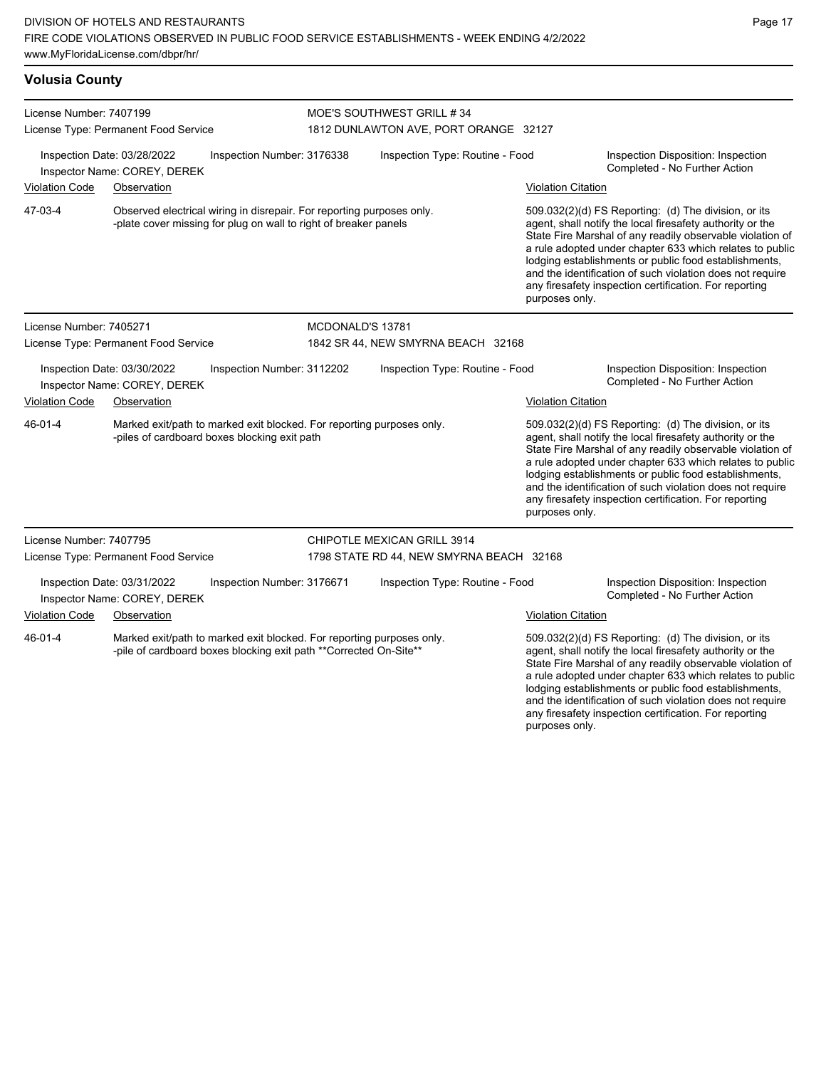## Volusia County

**License Number:** 7407199
**License Type:** Permanent Food Service

**MOE'S SOUTHWEST GRILL # 34**
1812 DUNLAWTON AVE, PORT ORANGE 32127

Inspection Date: 03/28/2022
Inspection Number: 3176338
Inspection Type: Routine - Food
Inspection Disposition: Inspection Completed - No Further Action
Inspector Name: COREY, DEREK

| Violation Code | Observation | Violation Citation |
|---|---|---|
| 47-03-4 | Observed electrical wiring in disrepair. For reporting purposes only. -plate cover missing for plug on wall to right of breaker panels | 509.032(2)(d) FS Reporting: (d) The division, or its agent, shall notify the local firesafety authority or the State Fire Marshal of any readily observable violation of a rule adopted under chapter 633 which relates to public lodging establishments or public food establishments, and the identification of such violation does not require any firesafety inspection certification. For reporting purposes only. |

**License Number:** 7405271
**License Type:** Permanent Food Service

**MCDONALD'S 13781**
1842 SR 44, NEW SMYRNA BEACH 32168

Inspection Date: 03/30/2022
Inspection Number: 3112202
Inspection Type: Routine - Food
Inspection Disposition: Inspection Completed - No Further Action
Inspector Name: COREY, DEREK

| Violation Code | Observation | Violation Citation |
|---|---|---|
| 46-01-4 | Marked exit/path to marked exit blocked. For reporting purposes only. -piles of cardboard boxes blocking exit path | 509.032(2)(d) FS Reporting: (d) The division, or its agent, shall notify the local firesafety authority or the State Fire Marshal of any readily observable violation of a rule adopted under chapter 633 which relates to public lodging establishments or public food establishments, and the identification of such violation does not require any firesafety inspection certification. For reporting purposes only. |

**License Number:** 7407795
**License Type:** Permanent Food Service

**CHIPOTLE MEXICAN GRILL 3914**
1798 STATE RD 44, NEW SMYRNA BEACH 32168

Inspection Date: 03/31/2022
Inspection Number: 3176671
Inspection Type: Routine - Food
Inspection Disposition: Inspection Completed - No Further Action
Inspector Name: COREY, DEREK

| Violation Code | Observation | Violation Citation |
|---|---|---|
| 46-01-4 | Marked exit/path to marked exit blocked. For reporting purposes only. -pile of cardboard boxes blocking exit path **Corrected On-Site** | 509.032(2)(d) FS Reporting: (d) The division, or its agent, shall notify the local firesafety authority or the State Fire Marshal of any readily observable violation of a rule adopted under chapter 633 which relates to public lodging establishments or public food establishments, and the identification of such violation does not require any firesafety inspection certification. For reporting purposes only. |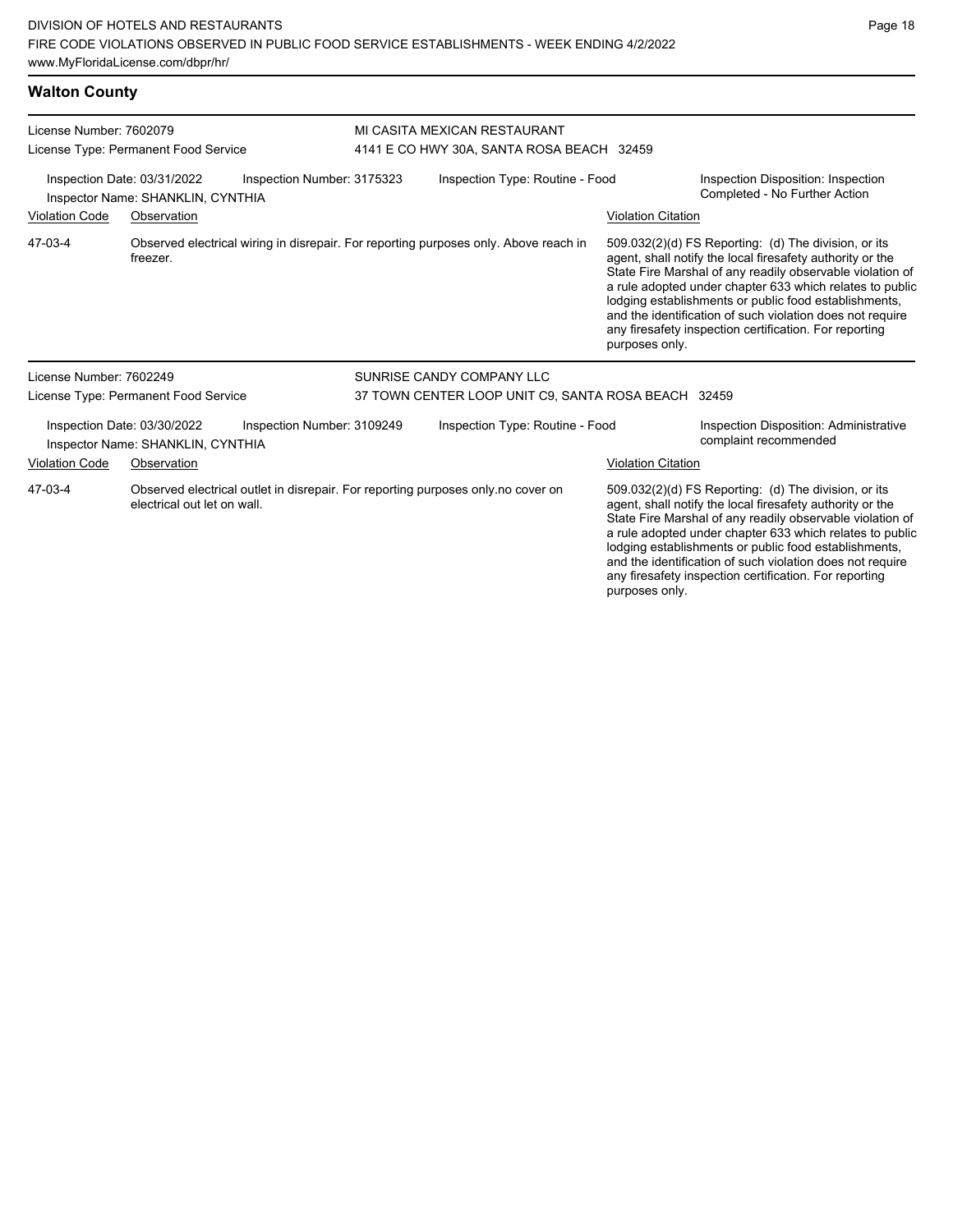## Walton County

**License Number:** 7602079
**License Type:** Permanent Food Service

**MI CASITA MEXICAN RESTAURANT**
4141 E CO HWY 30A, SANTA ROSA BEACH 32459

Inspection Date: 03/31/2022 | Inspection Number: 3175323 | Inspection Type: Routine - Food | Inspection Disposition: Inspection Completed - No Further Action

Inspector Name: SHANKLIN, CYNTHIA

| Violation Code | Observation | Violation Citation |
| --- | --- | --- |
| 47-03-4 | Observed electrical wiring in disrepair. For reporting purposes only. Above reach in freezer. | 509.032(2)(d) FS Reporting: (d) The division, or its agent, shall notify the local firesafety authority or the State Fire Marshal of any readily observable violation of a rule adopted under chapter 633 which relates to public lodging establishments or public food establishments, and the identification of such violation does not require any firesafety inspection certification. For reporting purposes only. |

**License Number:** 7602249
**License Type:** Permanent Food Service

**SUNRISE CANDY COMPANY LLC**
37 TOWN CENTER LOOP UNIT C9, SANTA ROSA BEACH 32459

Inspection Date: 03/30/2022 | Inspection Number: 3109249 | Inspection Type: Routine - Food | Inspection Disposition: Administrative complaint recommended

Inspector Name: SHANKLIN, CYNTHIA

| Violation Code | Observation | Violation Citation |
| --- | --- | --- |
| 47-03-4 | Observed electrical outlet in disrepair. For reporting purposes only.no cover on electrical out let on wall. | 509.032(2)(d) FS Reporting: (d) The division, or its agent, shall notify the local firesafety authority or the State Fire Marshal of any readily observable violation of a rule adopted under chapter 633 which relates to public lodging establishments or public food establishments, and the identification of such violation does not require any firesafety inspection certification. For reporting purposes only. |